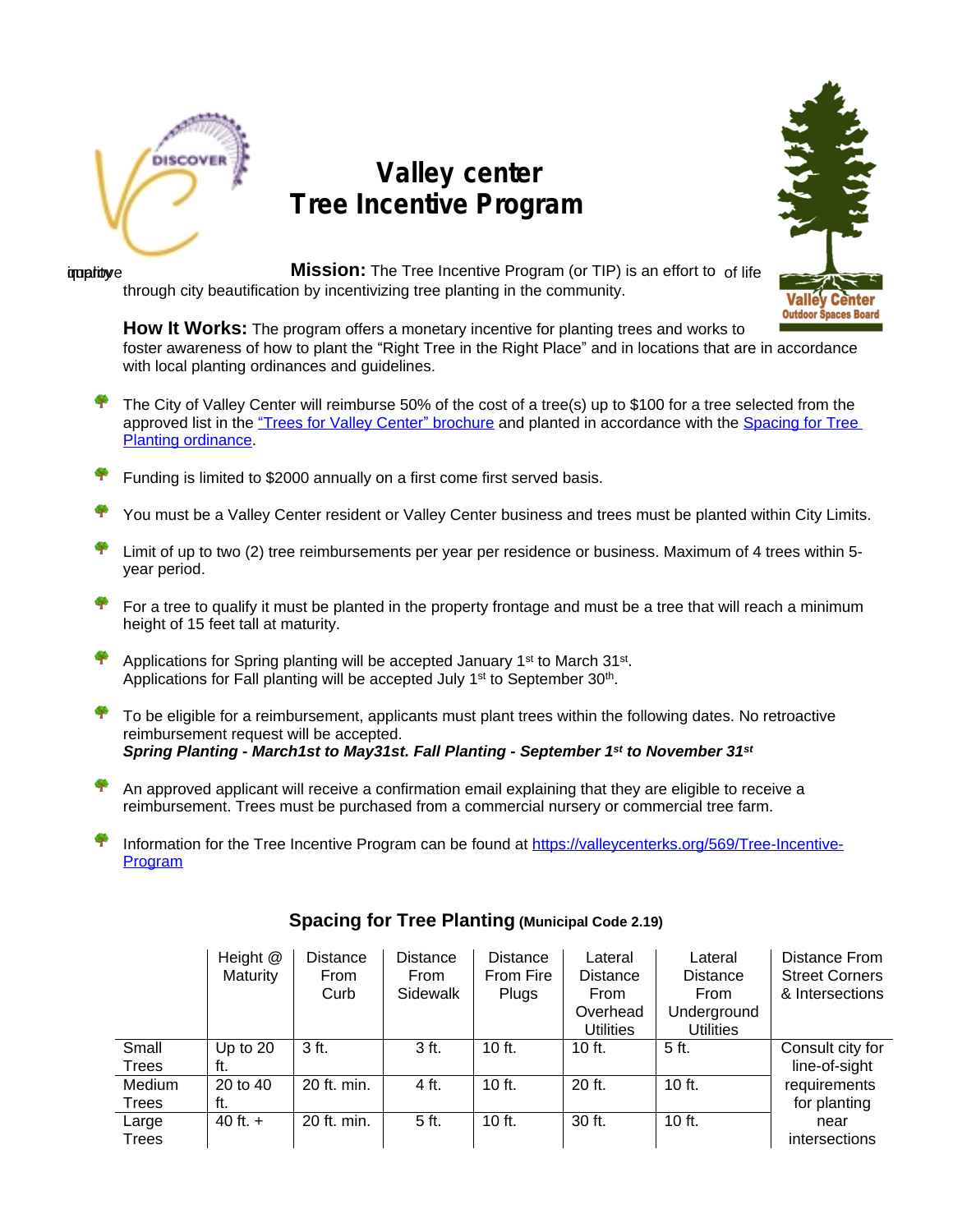# Valley center
# Tree Incentive Program

**Mission:** The Tree Incentive Program (or TIP) is an effort to improve quality of life through city beautification by incentivizing tree planting in the community.

**How It Works:** The program offers a monetary incentive for planting trees and works to foster awareness of how to plant the "Right Tree in the Right Place" and in locations that are in accordance with local planting ordinances and guidelines.

- The City of Valley Center will reimburse 50% of the cost of a tree(s) up to $100 for a tree selected from the approved list in the "Trees for Valley Center" brochure and planted in accordance with the Spacing for Tree Planting ordinance.
- Funding is limited to $2000 annually on a first come first served basis.
- You must be a Valley Center resident or Valley Center business and trees must be planted within City Limits.
- Limit of up to two (2) tree reimbursements per year per residence or business. Maximum of 4 trees within 5-year period.
- For a tree to qualify it must be planted in the property frontage and must be a tree that will reach a minimum height of 15 feet tall at maturity.
- Applications for Spring planting will be accepted January 1st to March 31st.
  Applications for Fall planting will be accepted July 1st to September 30th.
- To be eligible for a reimbursement, applicants must plant trees within the following dates. No retroactive reimbursement request will be accepted.
  ***Spring Planting - March1st to May31st. Fall Planting - September 1st to November 31st***
- An approved applicant will receive a confirmation email explaining that they are eligible to receive a reimbursement. Trees must be purchased from a commercial nursery or commercial tree farm.
- Information for the Tree Incentive Program can be found at https://valleycenterks.org/569/Tree-Incentive-Program

## Spacing for Tree Planting (Municipal Code 2.19)

| | Height @ Maturity | Distance From Curb | Distance From Sidewalk | Distance From Fire Plugs | Lateral Distance From Overhead Utilities | Lateral Distance From Underground Utilities | Distance From Street Corners & Intersections |
|---|---|---|---|---|---|---|---|
| Small Trees | Up to 20 ft. | 3 ft. | 3 ft. | 10 ft. | 10 ft. | 5 ft. | Consult city for line-of-sight requirements for planting near intersections |
| Medium Trees | 20 to 40 ft. | 20 ft. min. | 4 ft. | 10 ft. | 20 ft. | 10 ft. | |
| Large Trees | 40 ft. + | 20 ft. min. | 5 ft. | 10 ft. | 30 ft. | 10 ft. | |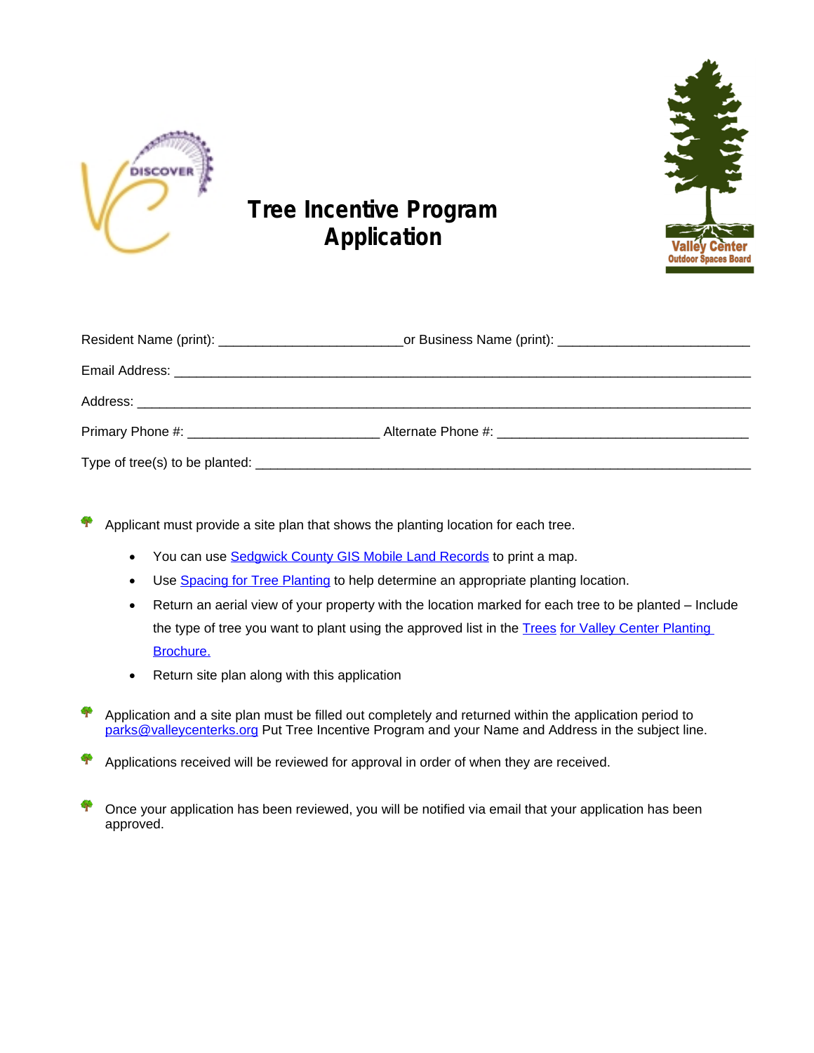# Tree Incentive Program Application

Resident Name (print): ________________________or Business Name (print): ________________________

Email Address: ________________________________________________________________________

Address: ____________________________________________________________________________

Primary Phone #: _________________________ Alternate Phone #: ________________________________

Type of tree(s) to be planted: _________________________________________________________

- Applicant must provide a site plan that shows the planting location for each tree.
  - You can use Sedgwick County GIS Mobile Land Records to print a map.
  - Use Spacing for Tree Planting to help determine an appropriate planting location.
  - Return an aerial view of your property with the location marked for each tree to be planted – Include the type of tree you want to plant using the approved list in the Trees for Valley Center Planting Brochure.
  - Return site plan along with this application
- Application and a site plan must be filled out completely and returned within the application period to parks@valleycenterks.org Put Tree Incentive Program and your Name and Address in the subject line.
- Applications received will be reviewed for approval in order of when they are received.
- Once your application has been reviewed, you will be notified via email that your application has been approved.